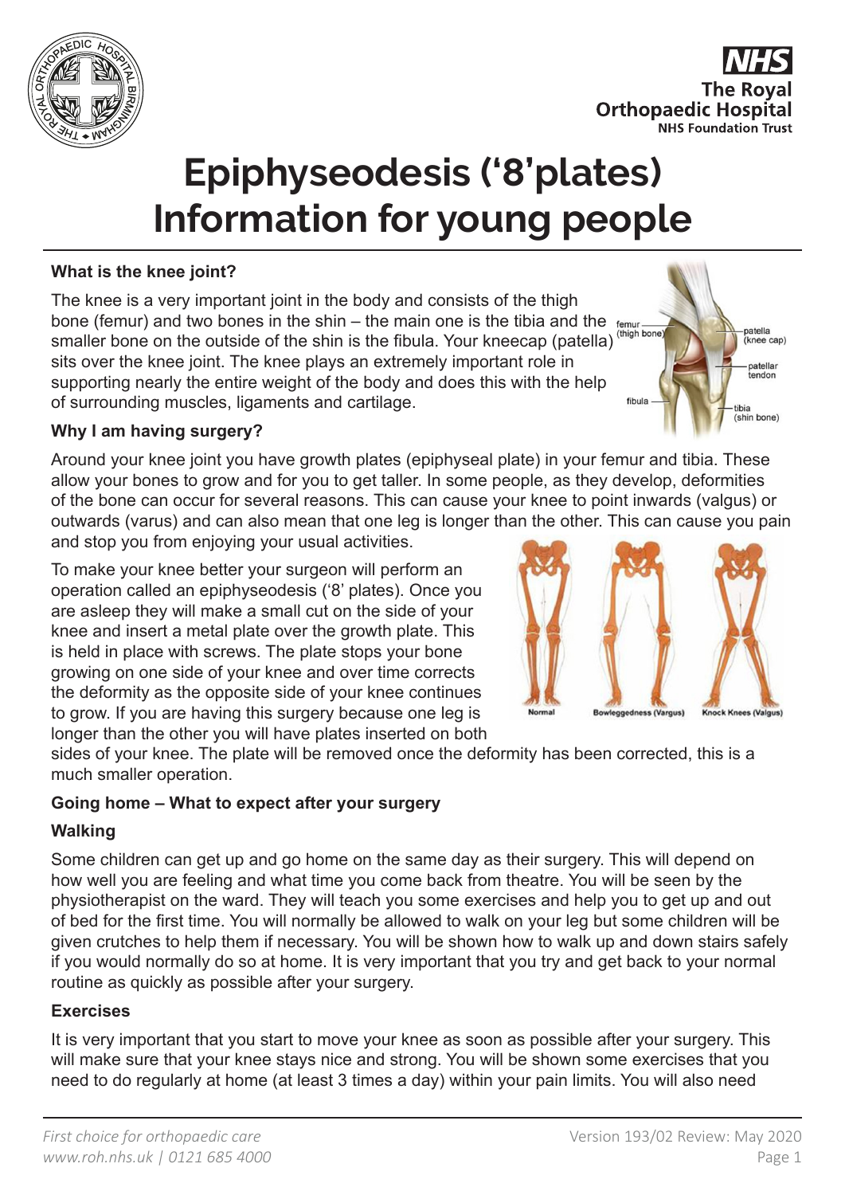# Epiphyseodesis ('8'plates) Information for young people

**What is the knee joint?**

The knee is a very important joint in the body and consists of the thigh bone (femur) and two bones in the shin – the main one is the tibia and the smaller bone on the outside of the shin is the fibula. Your kneecap (patella) sits over the knee joint. The knee plays an extremely important role in supporting nearly the entire weight of the body and does this with the help of surrounding muscles, ligaments and cartilage.

**Why I am having surgery?**

Around your knee joint you have growth plates (epiphyseal plate) in your femur and tibia. These allow your bones to grow and for you to get taller. In some people, as they develop, deformities of the bone can occur for several reasons. This can cause your knee to point inwards (valgus) or outwards (varus) and can also mean that one leg is longer than the other. This can cause you pain and stop you from enjoying your usual activities.

To make your knee better your surgeon will perform an operation called an epiphyseodesis ('8' plates). Once you are asleep they will make a small cut on the side of your knee and insert a metal plate over the growth plate. This is held in place with screws. The plate stops your bone growing on one side of your knee and over time corrects the deformity as the opposite side of your knee continues to grow. If you are having this surgery because one leg is longer than the other you will have plates inserted on both sides of your knee. The plate will be removed once the deformity has been corrected, this is a much smaller operation.

**Going home – What to expect after your surgery**

**Walking**

Some children can get up and go home on the same day as their surgery. This will depend on how well you are feeling and what time you come back from theatre. You will be seen by the physiotherapist on the ward. They will teach you some exercises and help you to get up and out of bed for the first time. You will normally be allowed to walk on your leg but some children will be given crutches to help them if necessary. You will be shown how to walk up and down stairs safely if you would normally do so at home. It is very important that you try and get back to your normal routine as quickly as possible after your surgery.

**Exercises**

It is very important that you start to move your knee as soon as possible after your surgery. This will make sure that your knee stays nice and strong. You will be shown some exercises that you need to do regularly at home (at least 3 times a day) within your pain limits. You will also need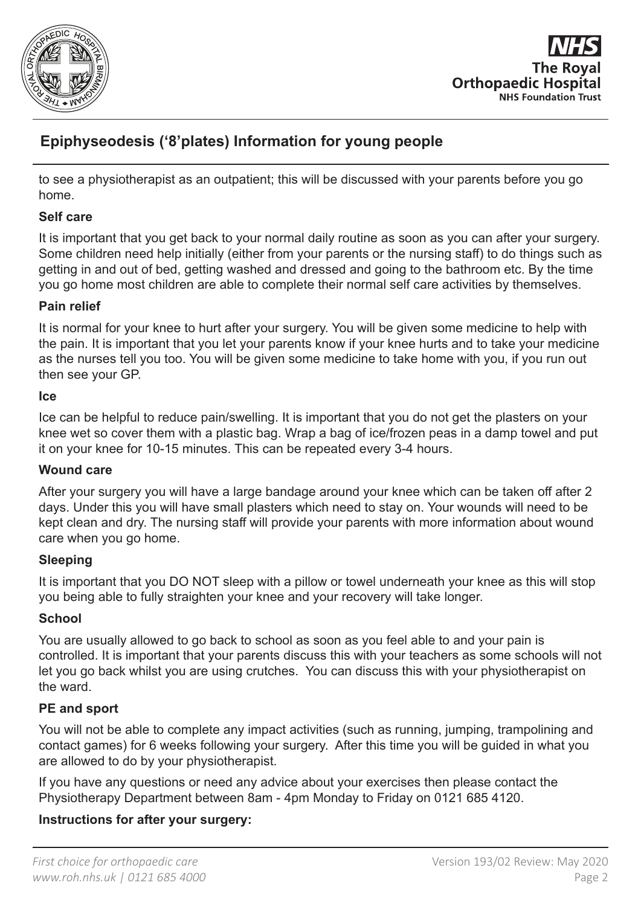to see a physiotherapist as an outpatient; this will be discussed with your parents before you go home.

### Self care

It is important that you get back to your normal daily routine as soon as you can after your surgery. Some children need help initially (either from your parents or the nursing staff) to do things such as getting in and out of bed, getting washed and dressed and going to the bathroom etc. By the time you go home most children are able to complete their normal self care activities by themselves.

### Pain relief

It is normal for your knee to hurt after your surgery. You will be given some medicine to help with the pain. It is important that you let your parents know if your knee hurts and to take your medicine as the nurses tell you too. You will be given some medicine to take home with you, if you run out then see your GP.

### Ice

Ice can be helpful to reduce pain/swelling. It is important that you do not get the plasters on your knee wet so cover them with a plastic bag. Wrap a bag of ice/frozen peas in a damp towel and put it on your knee for 10-15 minutes. This can be repeated every 3-4 hours.

### Wound care

After your surgery you will have a large bandage around your knee which can be taken off after 2 days. Under this you will have small plasters which need to stay on. Your wounds will need to be kept clean and dry. The nursing staff will provide your parents with more information about wound care when you go home.

### Sleeping

It is important that you DO NOT sleep with a pillow or towel underneath your knee as this will stop you being able to fully straighten your knee and your recovery will take longer.

### School

You are usually allowed to go back to school as soon as you feel able to and your pain is controlled. It is important that your parents discuss this with your teachers as some schools will not let you go back whilst you are using crutches. You can discuss this with your physiotherapist on the ward.

### PE and sport

You will not be able to complete any impact activities (such as running, jumping, trampolining and contact games) for 6 weeks following your surgery. After this time you will be guided in what you are allowed to do by your physiotherapist.

If you have any questions or need any advice about your exercises then please contact the Physiotherapy Department between 8am - 4pm Monday to Friday on 0121 685 4120.

### Instructions for after your surgery: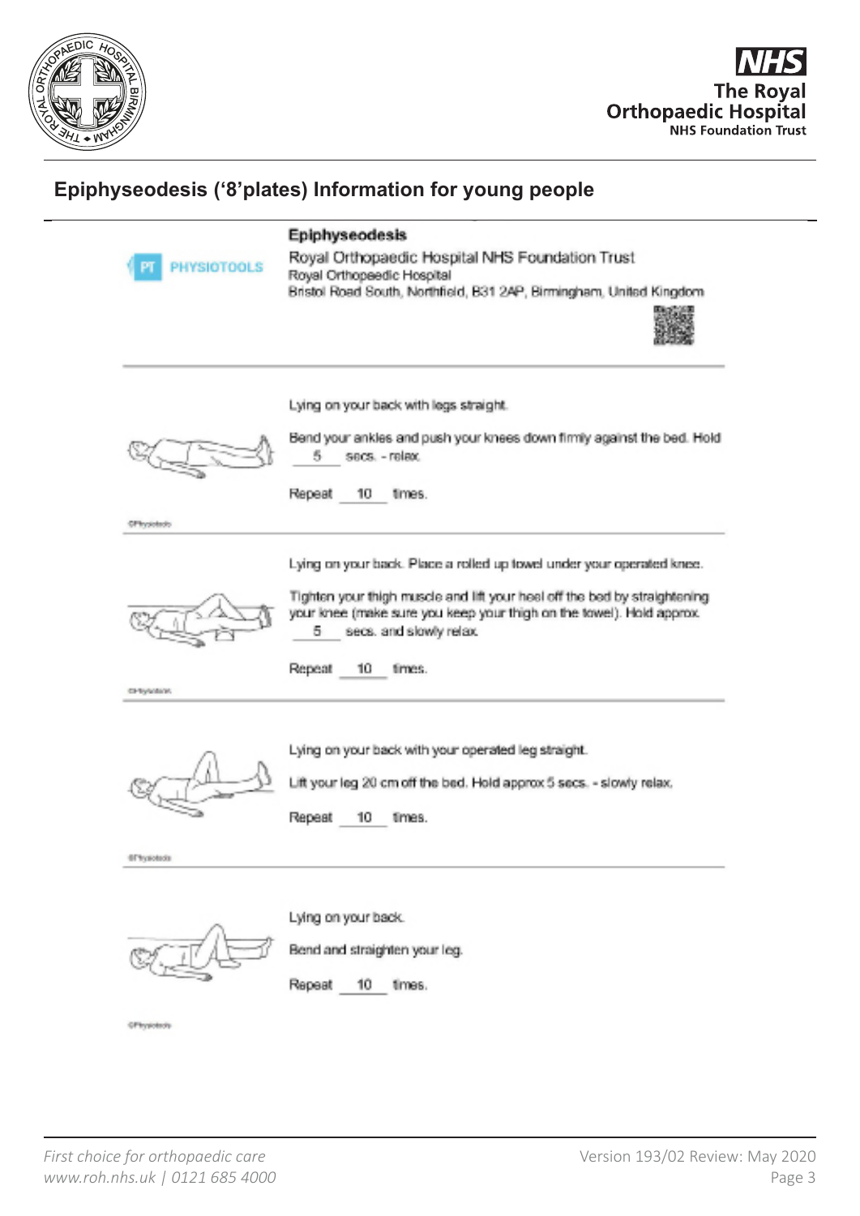## Epiphyseodesis ('8'plates) Information for young people

**Epiphyseodesis**

Royal Orthopaedic Hospital NHS Foundation Trust
Royal Orthopaedic Hospital
Bristol Road South, Northfield, B31 2AP, Birmingham, United Kingdom

---

Lying on your back with legs straight.

Bend your ankles and push your knees down firmly against the bed. Hold 5 secs. - relax.

Repeat 10 times.

---

Lying on your back. Place a rolled up towel under your operated knee.

Tighten your thigh muscle and lift your heel off the bed by straightening your knee (make sure you keep your thigh on the towel). Hold approx. 5 secs. and slowly relax.

Repeat 10 times.

---

Lying on your back with your operated leg straight.

Lift your leg 20 cm off the bed. Hold approx 5 secs. - slowly relax.

Repeat 10 times.

---

Lying on your back.

Bend and straighten your leg.

Repeat 10 times.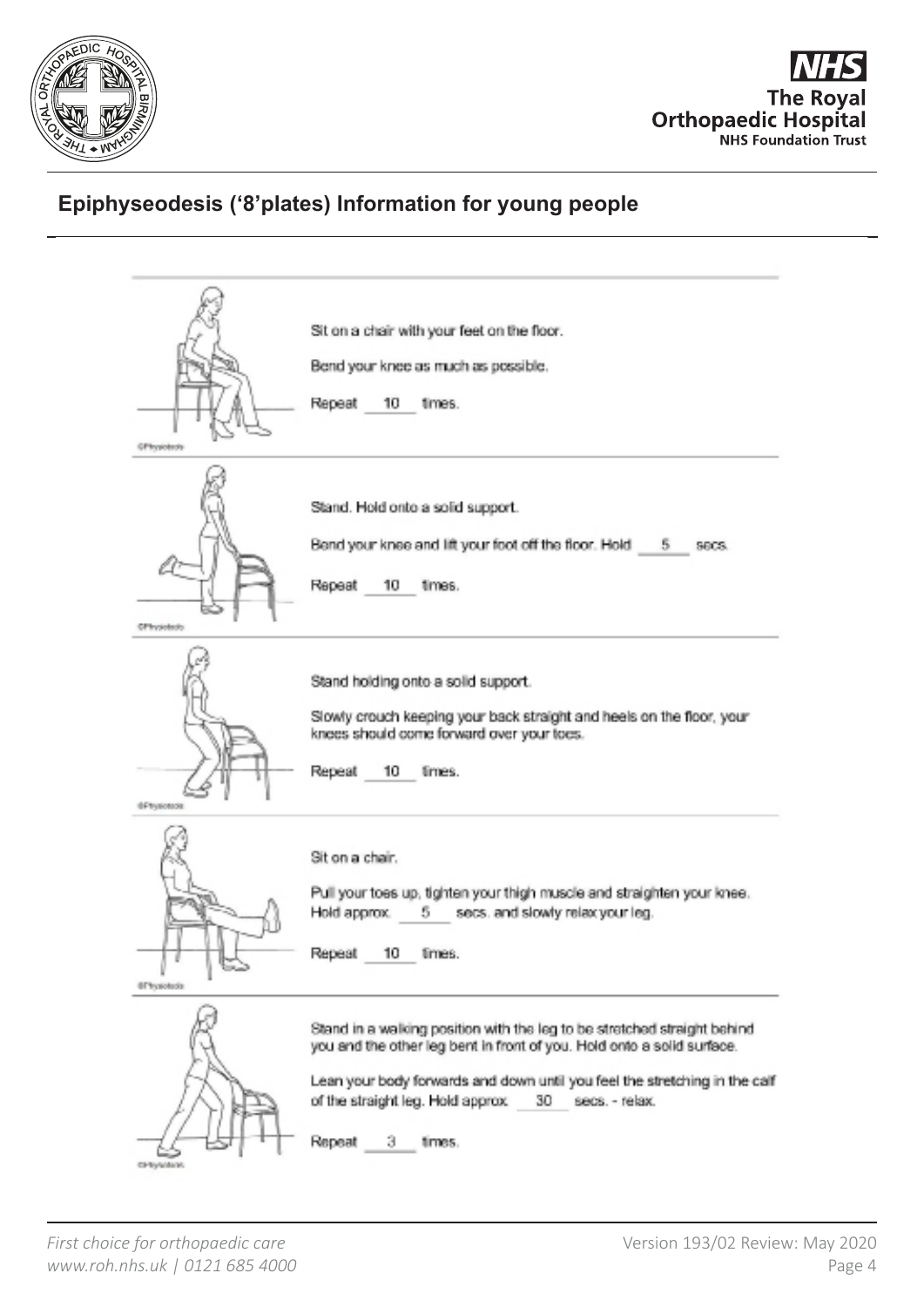## Epiphyseodesis ('8'plates) Information for young people

Sit on a chair with your feet on the floor.

Bend your knee as much as possible.

Repeat 10 times.

©Physiotools

Stand. Hold onto a solid support.

Bend your knee and lift your foot off the floor. Hold 5 secs.

Repeat 10 times.

©Physiotools

Stand holding onto a solid support.

Slowly crouch keeping your back straight and heels on the floor, your knees should come forward over your toes.

Repeat 10 times.

©Physiotools

Sit on a chair.

Pull your toes up, tighten your thigh muscle and straighten your knee. Hold approx. 5 secs. and slowly relax your leg.

Repeat 10 times.

©Physiotools

Stand in a walking position with the leg to be stretched straight behind you and the other leg bent in front of you. Hold onto a solid surface.

Lean your body forwards and down until you feel the stretching in the calf of the straight leg. Hold approx. 30 secs. - relax.

Repeat 3 times.

©Physiotools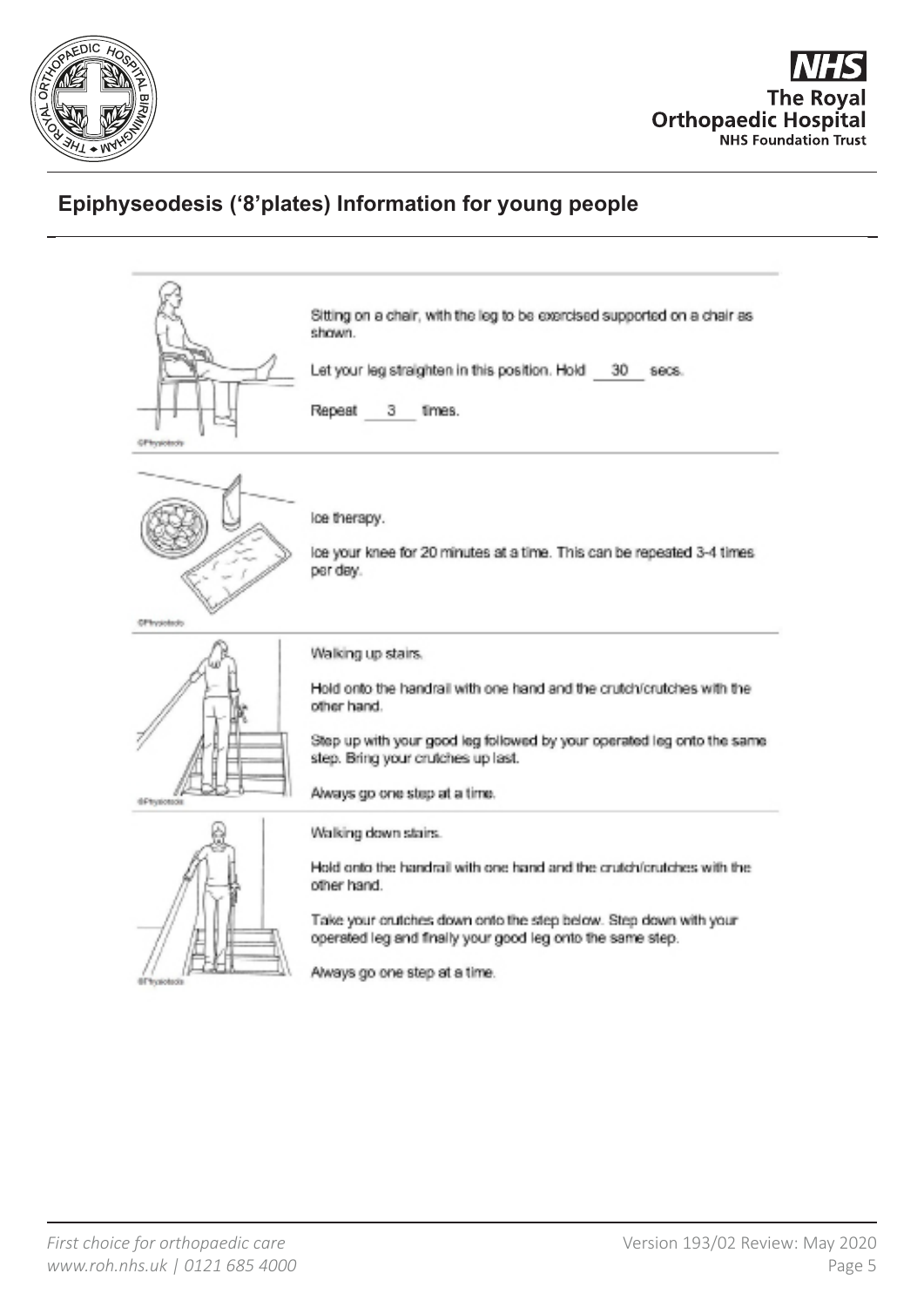## Epiphyseodesis ('8'plates) Information for young people

Sitting on a chair, with the leg to be exercised supported on a chair as shown.

Let your leg straighten in this position. Hold 30 secs.

Repeat 3 times.

©Physiotools

Ice therapy.

Ice your knee for 20 minutes at a time. This can be repeated 3-4 times per day.

©Physiotools

Walking up stairs.

Hold onto the handrail with one hand and the crutch/crutches with the other hand.

Step up with your good leg followed by your operated leg onto the same step. Bring your crutches up last.

Always go one step at a time.

©Physiotools

Walking down stairs.

Hold onto the handrail with one hand and the crutch/crutches with the other hand.

Take your crutches down onto the step below. Step down with your operated leg and finally your good leg onto the same step.

Always go one step at a time.

©Physiotools